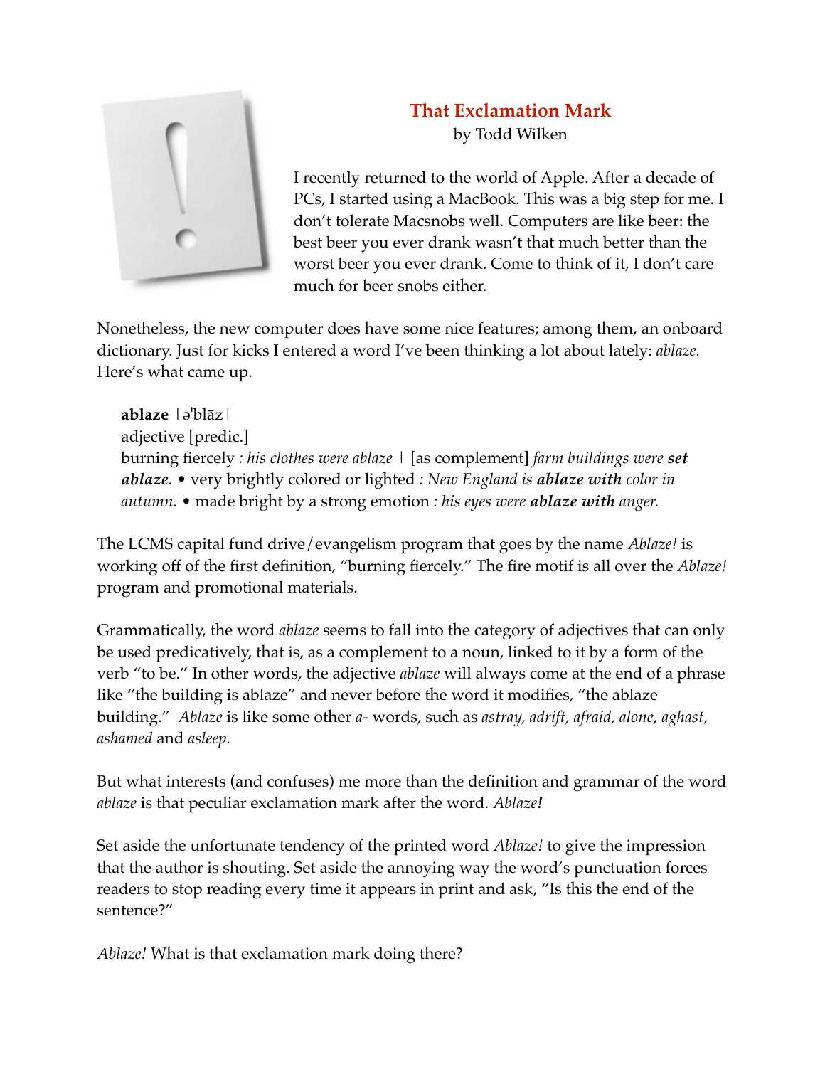# That Exclamation Mark

by Todd Wilken

I recently returned to the world of Apple. After a decade of PCs, I started using a MacBook. This was a big step for me. I don't tolerate Macsnobs well. Computers are like beer: the best beer you ever drank wasn't that much better than the worst beer you ever drank. Come to think of it, I don't care much for beer snobs either.

Nonetheless, the new computer does have some nice features; among them, an onboard dictionary. Just for kicks I entered a word I've been thinking a lot about lately: *ablaze.* Here's what came up.

> **ablaze** |əˈblāz|
> adjective [predic.]
> burning fiercely *: his clothes were ablaze* | [as complement] *farm buildings were* ***set ablaze.*** • very brightly colored or lighted *: New England is* ***ablaze with*** *color in autumn.* • made bright by a strong emotion *: his eyes were* ***ablaze with*** *anger.*

The LCMS capital fund drive/evangelism program that goes by the name *Ablaze!* is working off of the first definition, "burning fiercely." The fire motif is all over the *Ablaze!* program and promotional materials.

Grammatically, the word *ablaze* seems to fall into the category of adjectives that can only be used predicatively, that is, as a complement to a noun, linked to it by a form of the verb "to be." In other words, the adjective *ablaze* will always come at the end of a phrase like "the building is ablaze" and never before the word it modifies, "the ablaze building." *Ablaze* is like some other *a-* words, such as *astray, adrift, afraid, alone, aghast, ashamed* and *asleep.*

But what interests (and confuses) me more than the definition and grammar of the word *ablaze* is that peculiar exclamation mark after the word. *Ablaze**!***

Set aside the unfortunate tendency of the printed word *Ablaze!* to give the impression that the author is shouting. Set aside the annoying way the word's punctuation forces readers to stop reading every time it appears in print and ask, "Is this the end of the sentence?"

*Ablaze!* What is that exclamation mark doing there?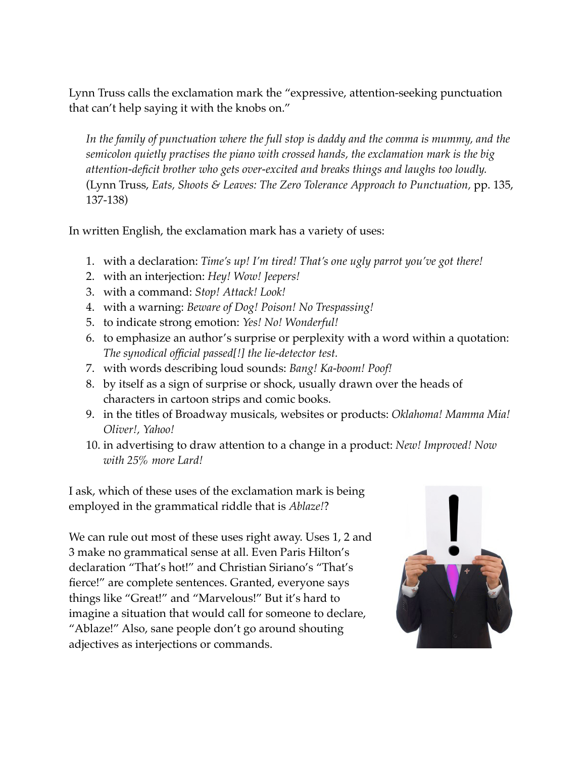Lynn Truss calls the exclamation mark the "expressive, attention-seeking punctuation that can't help saying it with the knobs on."

> *In the family of punctuation where the full stop is daddy and the comma is mummy, and the semicolon quietly practises the piano with crossed hands, the exclamation mark is the big attention-deficit brother who gets over-excited and breaks things and laughs too loudly.* (Lynn Truss, *Eats, Shoots & Leaves: The Zero Tolerance Approach to Punctuation*, pp. 135, 137-138)

In written English, the exclamation mark has a variety of uses:

1. with a declaration: *Time's up! I'm tired! That's one ugly parrot you've got there!*
2. with an interjection: *Hey! Wow! Jeepers!*
3. with a command: *Stop! Attack! Look!*
4. with a warning: *Beware of Dog! Poison! No Trespassing!*
5. to indicate strong emotion: *Yes! No! Wonderful!*
6. to emphasize an author's surprise or perplexity with a word within a quotation: *The synodical official passed[!] the lie-detector test.*
7. with words describing loud sounds: *Bang! Ka-boom! Poof!*
8. by itself as a sign of surprise or shock, usually drawn over the heads of characters in cartoon strips and comic books.
9. in the titles of Broadway musicals, websites or products: *Oklahoma! Mamma Mia! Oliver!, Yahoo!*
10. in advertising to draw attention to a change in a product: *New! Improved! Now with 25% more Lard!*

I ask, which of these uses of the exclamation mark is being employed in the grammatical riddle that is *Ablaze!*?

We can rule out most of these uses right away. Uses 1, 2 and 3 make no grammatical sense at all. Even Paris Hilton's declaration "That's hot!" and Christian Siriano's "That's fierce!" are complete sentences. Granted, everyone says things like "Great!" and "Marvelous!" But it's hard to imagine a situation that would call for someone to declare, "Ablaze!" Also, sane people don't go around shouting adjectives as interjections or commands.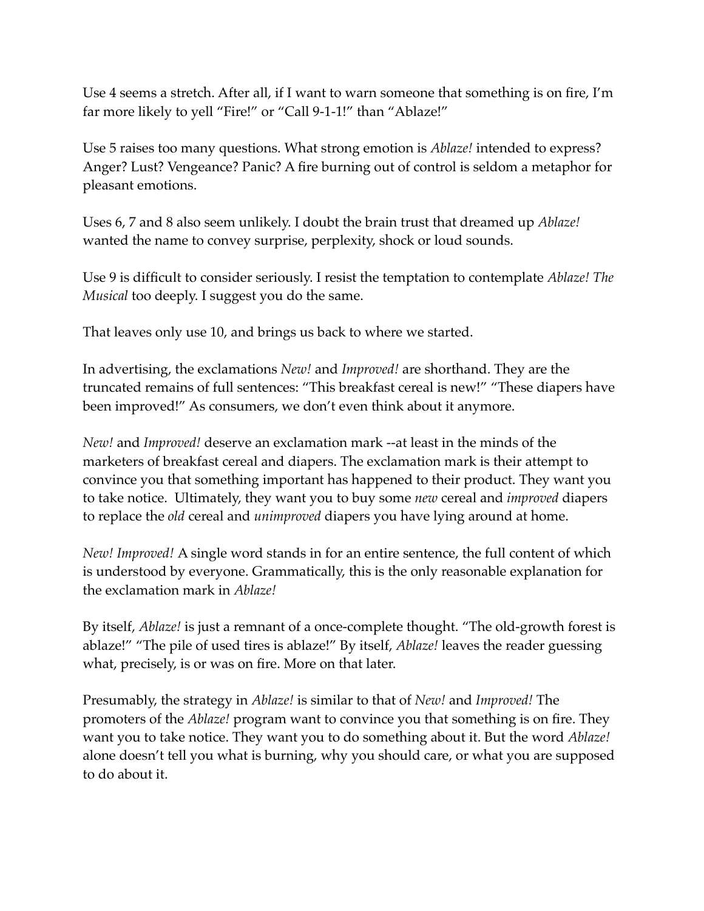Use 4 seems a stretch. After all, if I want to warn someone that something is on fire, I'm far more likely to yell "Fire!" or "Call 9-1-1!" than "Ablaze!"

Use 5 raises too many questions. What strong emotion is *Ablaze!* intended to express? Anger? Lust? Vengeance? Panic? A fire burning out of control is seldom a metaphor for pleasant emotions.

Uses 6, 7 and 8 also seem unlikely. I doubt the brain trust that dreamed up *Ablaze!* wanted the name to convey surprise, perplexity, shock or loud sounds.

Use 9 is difficult to consider seriously. I resist the temptation to contemplate *Ablaze! The Musical* too deeply. I suggest you do the same.

That leaves only use 10, and brings us back to where we started.

In advertising, the exclamations *New!* and *Improved!* are shorthand. They are the truncated remains of full sentences: "This breakfast cereal is new!" "These diapers have been improved!" As consumers, we don't even think about it anymore.

*New!* and *Improved!* deserve an exclamation mark --at least in the minds of the marketers of breakfast cereal and diapers. The exclamation mark is their attempt to convince you that something important has happened to their product. They want you to take notice. Ultimately, they want you to buy some *new* cereal and *improved* diapers to replace the *old* cereal and *unimproved* diapers you have lying around at home.

*New! Improved!* A single word stands in for an entire sentence, the full content of which is understood by everyone. Grammatically, this is the only reasonable explanation for the exclamation mark in *Ablaze!*

By itself, *Ablaze!* is just a remnant of a once-complete thought. "The old-growth forest is ablaze!" "The pile of used tires is ablaze!" By itself, *Ablaze!* leaves the reader guessing what, precisely, is or was on fire. More on that later.

Presumably, the strategy in *Ablaze!* is similar to that of *New!* and *Improved!* The promoters of the *Ablaze!* program want to convince you that something is on fire. They want you to take notice. They want you to do something about it. But the word *Ablaze!* alone doesn't tell you what is burning, why you should care, or what you are supposed to do about it.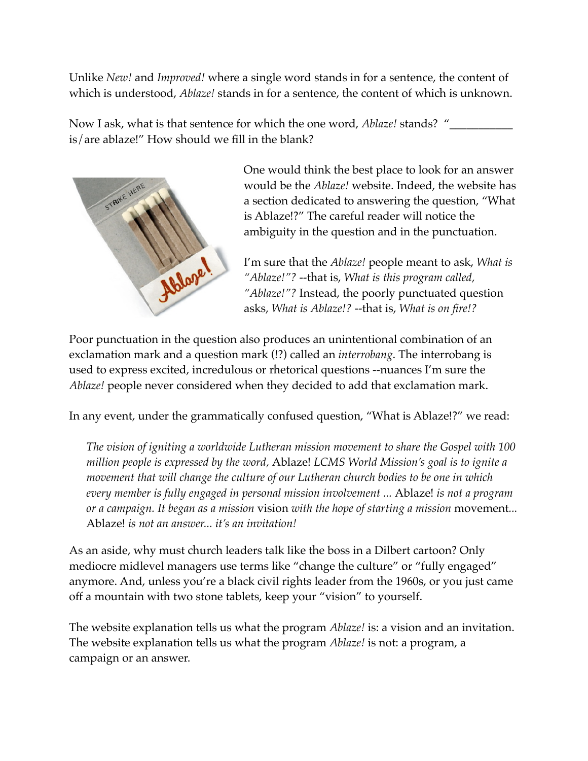Unlike *New!* and *Improved!* where a single word stands in for a sentence, the content of which is understood, *Ablaze!* stands in for a sentence, the content of which is unknown.

Now I ask, what is that sentence for which the one word, *Ablaze!* stands? "___________ is/are ablaze!" How should we fill in the blank?

One would think the best place to look for an answer would be the *Ablaze!* website. Indeed, the website has a section dedicated to answering the question, "What is Ablaze!?" The careful reader will notice the ambiguity in the question and in the punctuation.

I'm sure that the *Ablaze!* people meant to ask, *What is "Ablaze!"?* --that is, *What is this program called, "Ablaze!"?* Instead, the poorly punctuated question asks, *What is Ablaze!?* --that is, *What is on fire!?*

Poor punctuation in the question also produces an unintentional combination of an exclamation mark and a question mark (!?) called an *interrobang*. The interrobang is used to express excited, incredulous or rhetorical questions --nuances I'm sure the *Ablaze!* people never considered when they decided to add that exclamation mark.

In any event, under the grammatically confused question, "What is Ablaze!?" we read:

> *The vision of igniting a worldwide Lutheran mission movement to share the Gospel with 100 million people is expressed by the word,* Ablaze! *LCMS World Mission's goal is to ignite a movement that will change the culture of our Lutheran church bodies to be one in which every member is fully engaged in personal mission involvement ...* Ablaze! *is not a program or a campaign. It began as a mission* vision *with the hope of starting a mission* movement*...* Ablaze! *is not an answer... it's an invitation!*

As an aside, why must church leaders talk like the boss in a Dilbert cartoon? Only mediocre midlevel managers use terms like "change the culture" or "fully engaged" anymore. And, unless you're a black civil rights leader from the 1960s, or you just came off a mountain with two stone tablets, keep your "vision" to yourself.

The website explanation tells us what the program *Ablaze!* is: a vision and an invitation. The website explanation tells us what the program *Ablaze!* is not: a program, a campaign or an answer.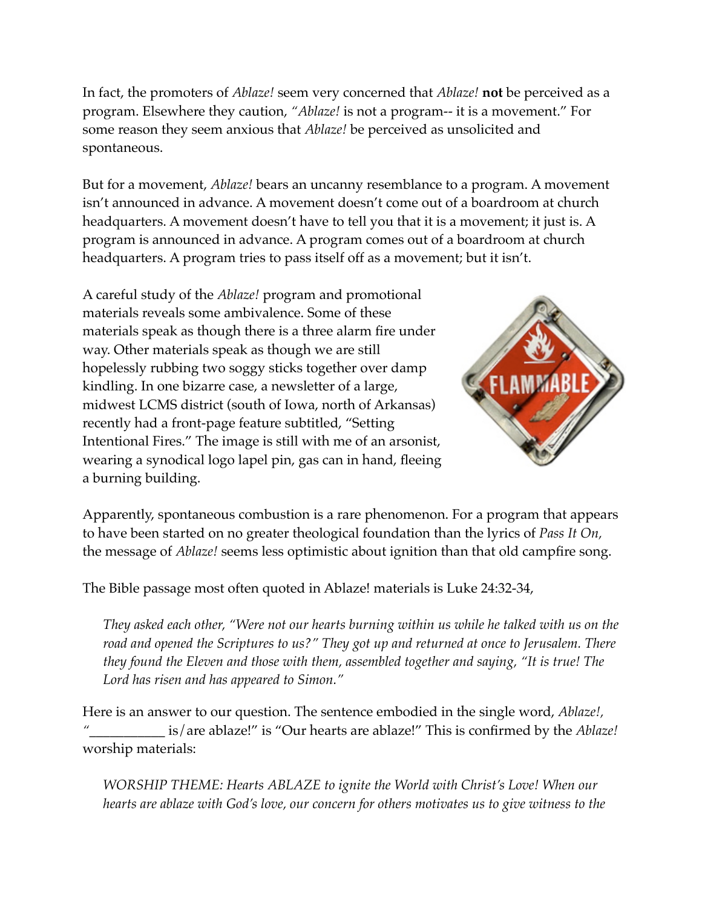In fact, the promoters of *Ablaze!* seem very concerned that *Ablaze!* **not** be perceived as a program. Elsewhere they caution, *"Ablaze!* is not a program-- it is a movement." For some reason they seem anxious that *Ablaze!* be perceived as unsolicited and spontaneous.

But for a movement, *Ablaze!* bears an uncanny resemblance to a program. A movement isn't announced in advance. A movement doesn't come out of a boardroom at church headquarters. A movement doesn't have to tell you that it is a movement; it just is. A program is announced in advance. A program comes out of a boardroom at church headquarters. A program tries to pass itself off as a movement; but it isn't.

A careful study of the *Ablaze!* program and promotional materials reveals some ambivalence. Some of these materials speak as though there is a three alarm fire under way. Other materials speak as though we are still hopelessly rubbing two soggy sticks together over damp kindling. In one bizarre case, a newsletter of a large, midwest LCMS district (south of Iowa, north of Arkansas) recently had a front-page feature subtitled, "Setting Intentional Fires." The image is still with me of an arsonist, wearing a synodical logo lapel pin, gas can in hand, fleeing a burning building.

Apparently, spontaneous combustion is a rare phenomenon. For a program that appears to have been started on no greater theological foundation than the lyrics of *Pass It On,* the message of *Ablaze!* seems less optimistic about ignition than that old campfire song.

The Bible passage most often quoted in Ablaze! materials is Luke 24:32-34,

> *They asked each other, "Were not our hearts burning within us while he talked with us on the road and opened the Scriptures to us?" They got up and returned at once to Jerusalem. There they found the Eleven and those with them, assembled together and saying, "It is true! The Lord has risen and has appeared to Simon."*

Here is an answer to our question. The sentence embodied in the single word, *Ablaze!*, "___________ is/are ablaze!" is "Our hearts are ablaze!" This is confirmed by the *Ablaze!* worship materials:

> *WORSHIP THEME: Hearts ABLAZE to ignite the World with Christ's Love! When our hearts are ablaze with God's love, our concern for others motivates us to give witness to the*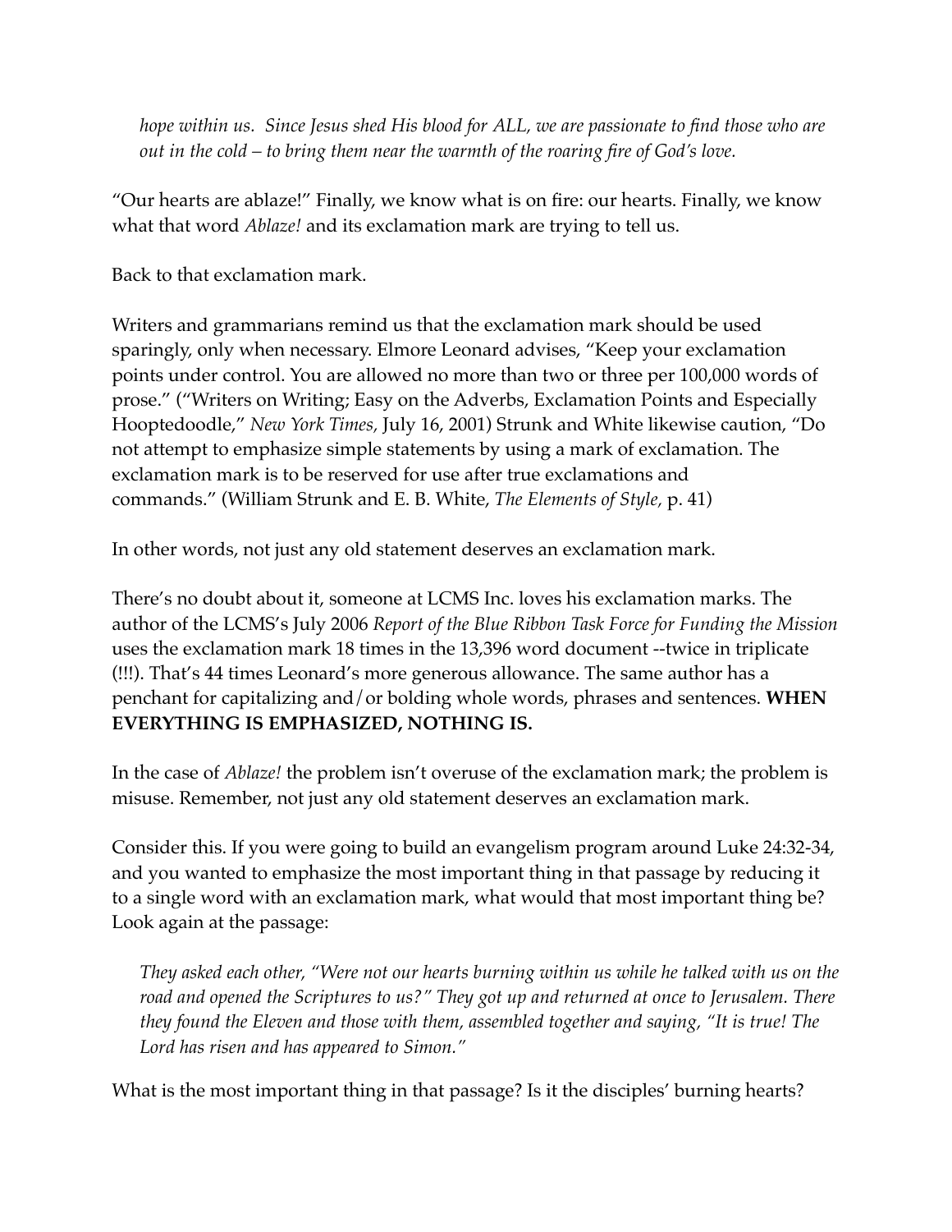*hope within us. Since Jesus shed His blood for ALL, we are passionate to find those who are out in the cold – to bring them near the warmth of the roaring fire of God's love.*

"Our hearts are ablaze!" Finally, we know what is on fire: our hearts. Finally, we know what that word *Ablaze!* and its exclamation mark are trying to tell us.

Back to that exclamation mark.

Writers and grammarians remind us that the exclamation mark should be used sparingly, only when necessary. Elmore Leonard advises, "Keep your exclamation points under control. You are allowed no more than two or three per 100,000 words of prose." ("Writers on Writing; Easy on the Adverbs, Exclamation Points and Especially Hooptedoodle," *New York Times,* July 16, 2001) Strunk and White likewise caution, "Do not attempt to emphasize simple statements by using a mark of exclamation. The exclamation mark is to be reserved for use after true exclamations and commands." (William Strunk and E. B. White, *The Elements of Style,* p. 41)

In other words, not just any old statement deserves an exclamation mark.

There's no doubt about it, someone at LCMS Inc. loves his exclamation marks. The author of the LCMS's July 2006 *Report of the Blue Ribbon Task Force for Funding the Mission* uses the exclamation mark 18 times in the 13,396 word document --twice in triplicate (!!!). That's 44 times Leonard's more generous allowance. The same author has a penchant for capitalizing and/or bolding whole words, phrases and sentences. **WHEN EVERYTHING IS EMPHASIZED, NOTHING IS.**

In the case of *Ablaze!* the problem isn't overuse of the exclamation mark; the problem is misuse. Remember, not just any old statement deserves an exclamation mark.

Consider this. If you were going to build an evangelism program around Luke 24:32-34, and you wanted to emphasize the most important thing in that passage by reducing it to a single word with an exclamation mark, what would that most important thing be? Look again at the passage:

*They asked each other, "Were not our hearts burning within us while he talked with us on the road and opened the Scriptures to us?" They got up and returned at once to Jerusalem. There they found the Eleven and those with them, assembled together and saying, "It is true! The Lord has risen and has appeared to Simon."*

What is the most important thing in that passage? Is it the disciples' burning hearts?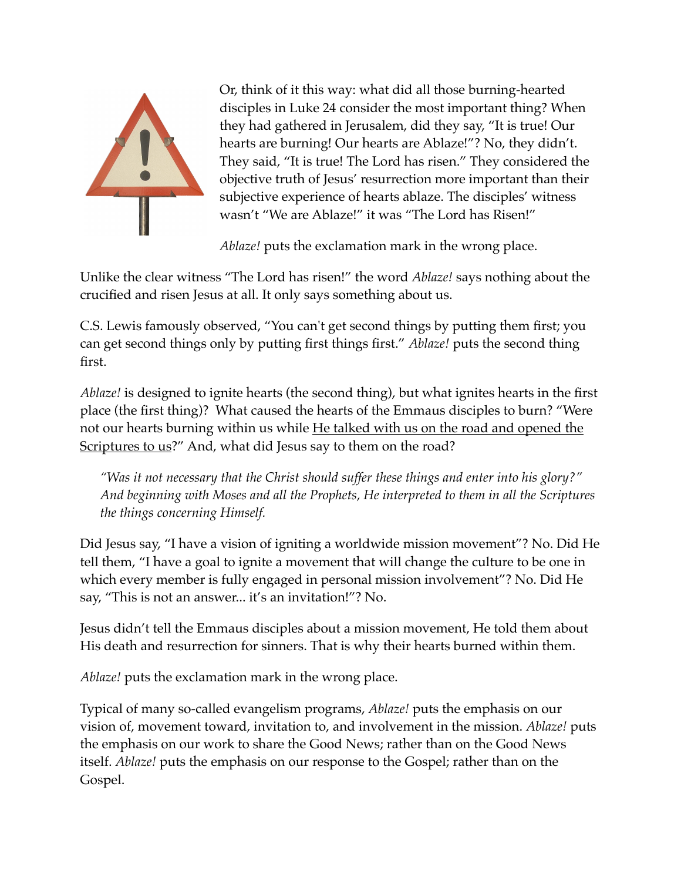Or, think of it this way: what did all those burning-hearted disciples in Luke 24 consider the most important thing? When they had gathered in Jerusalem, did they say, "It is true! Our hearts are burning! Our hearts are Ablaze!"? No, they didn't. They said, "It is true! The Lord has risen." They considered the objective truth of Jesus' resurrection more important than their subjective experience of hearts ablaze. The disciples' witness wasn't "We are Ablaze!" it was "The Lord has Risen!"

*Ablaze!* puts the exclamation mark in the wrong place.

Unlike the clear witness "The Lord has risen!" the word *Ablaze!* says nothing about the crucified and risen Jesus at all. It only says something about us.

C.S. Lewis famously observed, "You can't get second things by putting them first; you can get second things only by putting first things first." *Ablaze!* puts the second thing first.

*Ablaze!* is designed to ignite hearts (the second thing), but what ignites hearts in the first place (the first thing)? What caused the hearts of the Emmaus disciples to burn? "Were not our hearts burning within us while <u>He talked with us on the road and opened the Scriptures to us</u>?" And, what did Jesus say to them on the road?

> *"Was it not necessary that the Christ should suffer these things and enter into his glory?" And beginning with Moses and all the Prophets, He interpreted to them in all the Scriptures the things concerning Himself.*

Did Jesus say, "I have a vision of igniting a worldwide mission movement"? No. Did He tell them, "I have a goal to ignite a movement that will change the culture to be one in which every member is fully engaged in personal mission involvement"? No. Did He say, "This is not an answer... it's an invitation!"? No.

Jesus didn't tell the Emmaus disciples about a mission movement, He told them about His death and resurrection for sinners. That is why their hearts burned within them.

*Ablaze!* puts the exclamation mark in the wrong place.

Typical of many so-called evangelism programs, *Ablaze!* puts the emphasis on our vision of, movement toward, invitation to, and involvement in the mission. *Ablaze!* puts the emphasis on our work to share the Good News; rather than on the Good News itself. *Ablaze!* puts the emphasis on our response to the Gospel; rather than on the Gospel.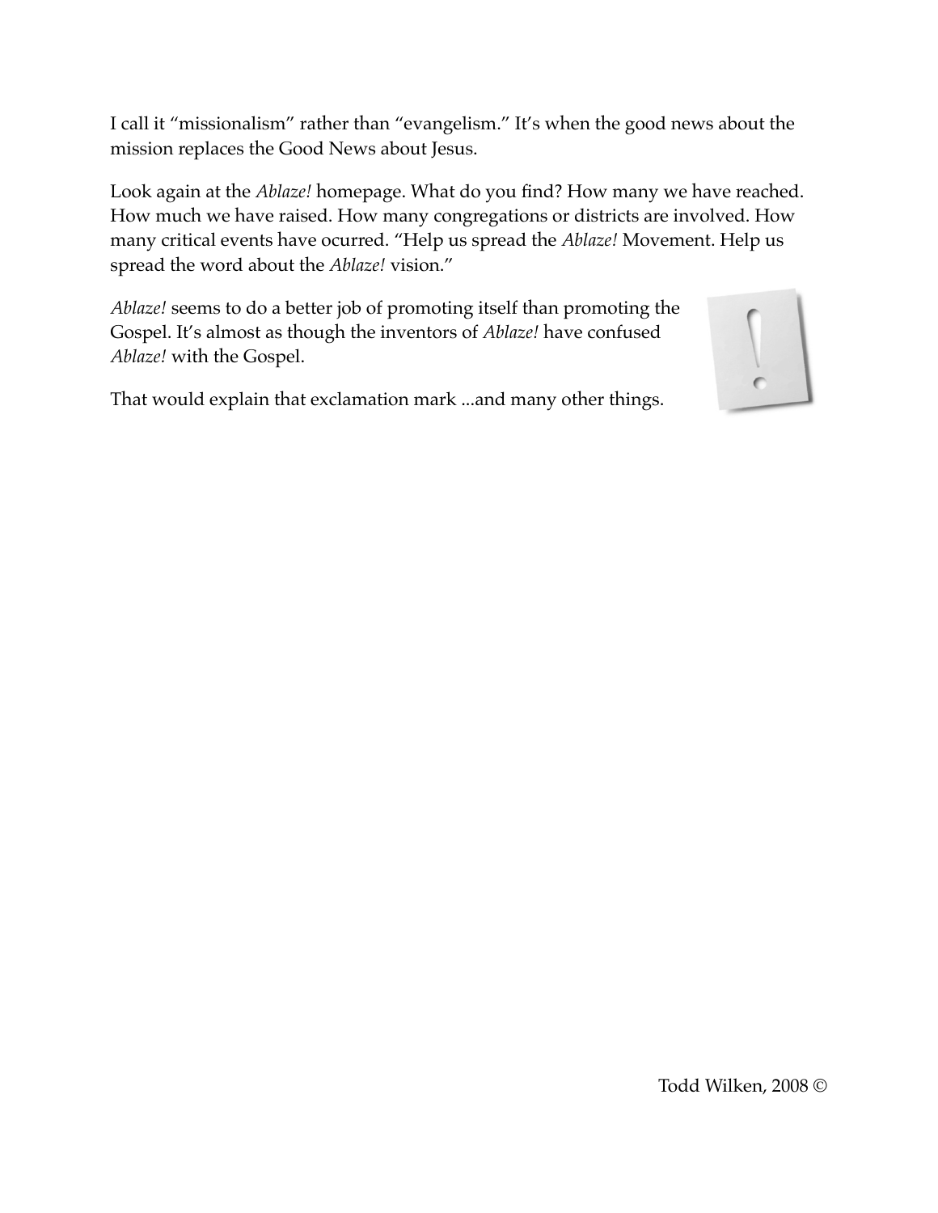I call it "missionalism" rather than "evangelism." It's when the good news about the mission replaces the Good News about Jesus.

Look again at the *Ablaze!* homepage. What do you find? How many we have reached. How much we have raised. How many congregations or districts are involved. How many critical events have ocurred. "Help us spread the *Ablaze!* Movement. Help us spread the word about the *Ablaze!* vision."

*Ablaze!* seems to do a better job of promoting itself than promoting the Gospel. It's almost as though the inventors of *Ablaze!* have confused *Ablaze!* with the Gospel.

That would explain that exclamation mark ...and many other things.

Todd Wilken, 2008 ©